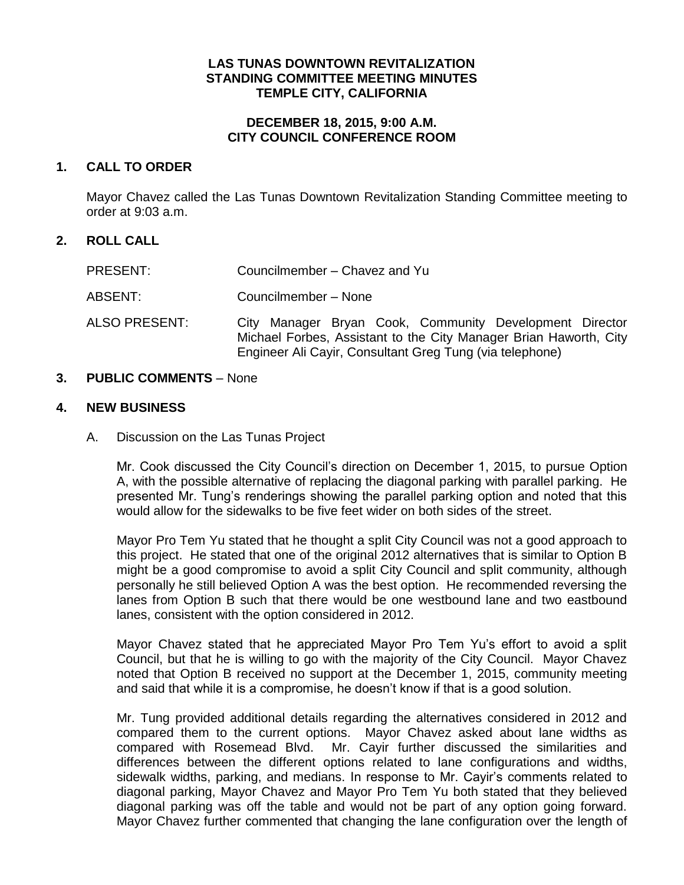**LAS TUNAS DOWNTOWN REVITALIZATION**
**STANDING COMMITTEE MEETING MINUTES**
**TEMPLE CITY, CALIFORNIA**

**DECEMBER 18, 2015, 9:00 A.M.**
**CITY COUNCIL CONFERENCE ROOM**

## 1. CALL TO ORDER

Mayor Chavez called the Las Tunas Downtown Revitalization Standing Committee meeting to order at 9:03 a.m.

## 2. ROLL CALL

PRESENT: Councilmember – Chavez and Yu

ABSENT: Councilmember – None

ALSO PRESENT: City Manager Bryan Cook, Community Development Director Michael Forbes, Assistant to the City Manager Brian Haworth, City Engineer Ali Cayir, Consultant Greg Tung (via telephone)

## 3. PUBLIC COMMENTS – None

## 4. NEW BUSINESS

A. Discussion on the Las Tunas Project

Mr. Cook discussed the City Council's direction on December 1, 2015, to pursue Option A, with the possible alternative of replacing the diagonal parking with parallel parking. He presented Mr. Tung's renderings showing the parallel parking option and noted that this would allow for the sidewalks to be five feet wider on both sides of the street.

Mayor Pro Tem Yu stated that he thought a split City Council was not a good approach to this project. He stated that one of the original 2012 alternatives that is similar to Option B might be a good compromise to avoid a split City Council and split community, although personally he still believed Option A was the best option. He recommended reversing the lanes from Option B such that there would be one westbound lane and two eastbound lanes, consistent with the option considered in 2012.

Mayor Chavez stated that he appreciated Mayor Pro Tem Yu's effort to avoid a split Council, but that he is willing to go with the majority of the City Council. Mayor Chavez noted that Option B received no support at the December 1, 2015, community meeting and said that while it is a compromise, he doesn't know if that is a good solution.

Mr. Tung provided additional details regarding the alternatives considered in 2012 and compared them to the current options. Mayor Chavez asked about lane widths as compared with Rosemead Blvd. Mr. Cayir further discussed the similarities and differences between the different options related to lane configurations and widths, sidewalk widths, parking, and medians. In response to Mr. Cayir's comments related to diagonal parking, Mayor Chavez and Mayor Pro Tem Yu both stated that they believed diagonal parking was off the table and would not be part of any option going forward. Mayor Chavez further commented that changing the lane configuration over the length of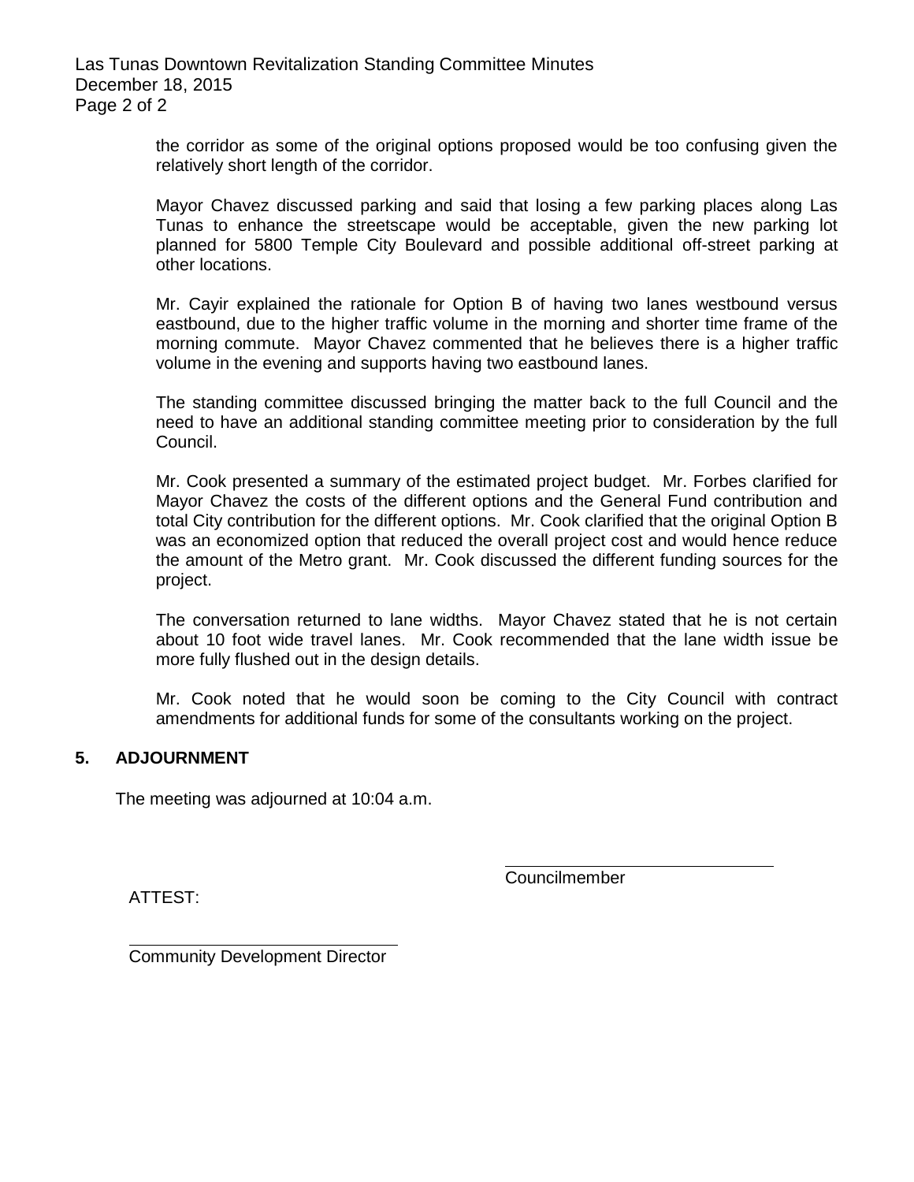the corridor as some of the original options proposed would be too confusing given the relatively short length of the corridor.

Mayor Chavez discussed parking and said that losing a few parking places along Las Tunas to enhance the streetscape would be acceptable, given the new parking lot planned for 5800 Temple City Boulevard and possible additional off-street parking at other locations.

Mr. Cayir explained the rationale for Option B of having two lanes westbound versus eastbound, due to the higher traffic volume in the morning and shorter time frame of the morning commute. Mayor Chavez commented that he believes there is a higher traffic volume in the evening and supports having two eastbound lanes.

The standing committee discussed bringing the matter back to the full Council and the need to have an additional standing committee meeting prior to consideration by the full Council.

Mr. Cook presented a summary of the estimated project budget. Mr. Forbes clarified for Mayor Chavez the costs of the different options and the General Fund contribution and total City contribution for the different options. Mr. Cook clarified that the original Option B was an economized option that reduced the overall project cost and would hence reduce the amount of the Metro grant. Mr. Cook discussed the different funding sources for the project.

The conversation returned to lane widths. Mayor Chavez stated that he is not certain about 10 foot wide travel lanes. Mr. Cook recommended that the lane width issue be more fully flushed out in the design details.

Mr. Cook noted that he would soon be coming to the City Council with contract amendments for additional funds for some of the consultants working on the project.

## 5. ADJOURNMENT

The meeting was adjourned at 10:04 a.m.

\_\_\_\_\_\_\_\_\_\_\_\_\_\_\_\_\_\_\_\_\_\_\_\_\_\_\_\_\_\_
Councilmember

ATTEST:

\_\_\_\_\_\_\_\_\_\_\_\_\_\_\_\_\_\_\_\_\_\_\_\_\_\_\_\_\_\_
Community Development Director